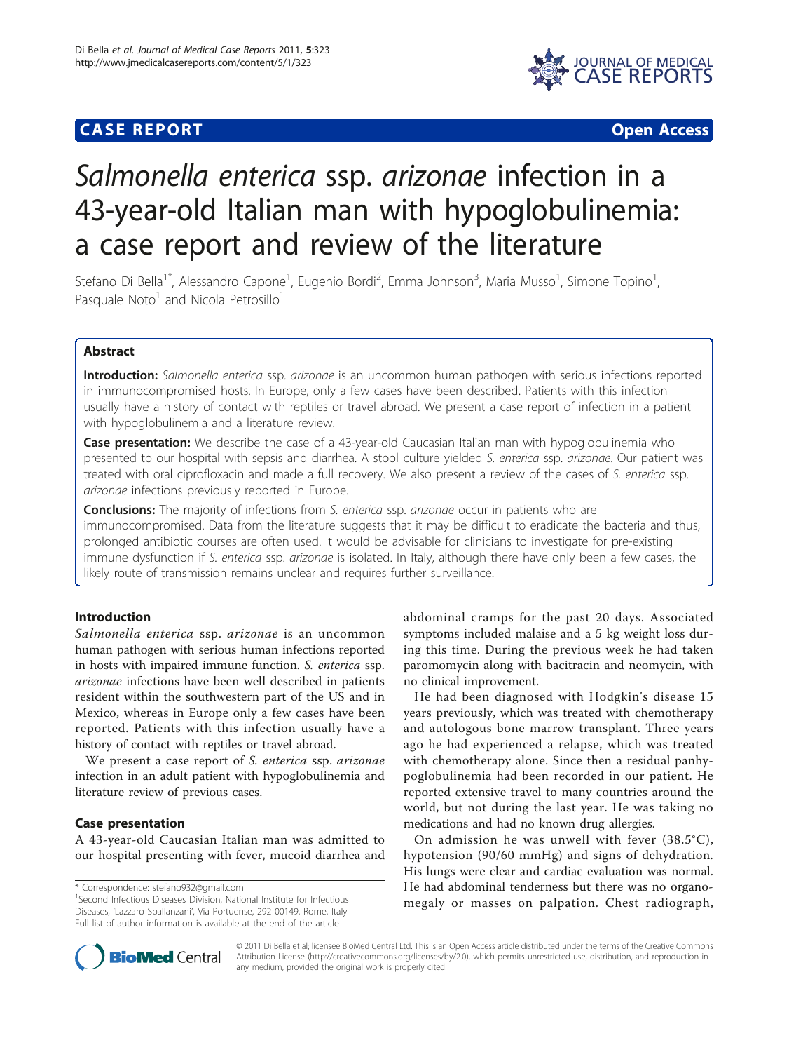CASE REPORT Open Access

# *Salmonella enterica* ssp. *arizonae* infection in a 43-year-old Italian man with hypoglobulinemia: a case report and review of the literature

Stefano Di Bella[1*], Alessandro Capone[1], Eugenio Bordi[2], Emma Johnson[3], Maria Musso[1], Simone Topino[1], Pasquale Noto[1] and Nicola Petrosillo[1]

## Abstract

**Introduction:** *Salmonella enterica* ssp. *arizonae* is an uncommon human pathogen with serious infections reported in immunocompromised hosts. In Europe, only a few cases have been described. Patients with this infection usually have a history of contact with reptiles or travel abroad. We present a case report of infection in a patient with hypoglobulinemia and a literature review.

**Case presentation:** We describe the case of a 43-year-old Caucasian Italian man with hypoglobulinemia who presented to our hospital with sepsis and diarrhea. A stool culture yielded *S. enterica* ssp. *arizonae*. Our patient was treated with oral ciprofloxacin and made a full recovery. We also present a review of the cases of *S. enterica* ssp. *arizonae* infections previously reported in Europe.

**Conclusions:** The majority of infections from *S. enterica* ssp. *arizonae* occur in patients who are immunocompromised. Data from the literature suggests that it may be difficult to eradicate the bacteria and thus, prolonged antibiotic courses are often used. It would be advisable for clinicians to investigate for pre-existing immune dysfunction if *S. enterica* ssp. *arizonae* is isolated. In Italy, although there have only been a few cases, the likely route of transmission remains unclear and requires further surveillance.

## Introduction

*Salmonella enterica* ssp. *arizonae* is an uncommon human pathogen with serious human infections reported in hosts with impaired immune function. *S. enterica* ssp. *arizonae* infections have been well described in patients resident within the southwestern part of the US and in Mexico, whereas in Europe only a few cases have been reported. Patients with this infection usually have a history of contact with reptiles or travel abroad.

We present a case report of *S. enterica* ssp. *arizonae* infection in an adult patient with hypoglobulinemia and literature review of previous cases.

## Case presentation

A 43-year-old Caucasian Italian man was admitted to our hospital presenting with fever, mucoid diarrhea and abdominal cramps for the past 20 days. Associated symptoms included malaise and a 5 kg weight loss during this time. During the previous week he had taken paromomycin along with bacitracin and neomycin, with no clinical improvement.

He had been diagnosed with Hodgkin's disease 15 years previously, which was treated with chemotherapy and autologous bone marrow transplant. Three years ago he had experienced a relapse, which was treated with chemotherapy alone. Since then a residual panhypoglobulinemia had been recorded in our patient. He reported extensive travel to many countries around the world, but not during the last year. He was taking no medications and had no known drug allergies.

On admission he was unwell with fever (38.5°C), hypotension (90/60 mmHg) and signs of dehydration. His lungs were clear and cardiac evaluation was normal. He had abdominal tenderness but there was no organomegaly or masses on palpation. Chest radiograph,

\* Correspondence: stefano932@gmail.com
[1]Second Infectious Diseases Division, National Institute for Infectious Diseases, 'Lazzaro Spallanzani', Via Portuense, 292 00149, Rome, Italy
Full list of author information is available at the end of the article

© 2011 Di Bella et al; licensee BioMed Central Ltd. This is an Open Access article distributed under the terms of the Creative Commons Attribution License (http://creativecommons.org/licenses/by/2.0), which permits unrestricted use, distribution, and reproduction in any medium, provided the original work is properly cited.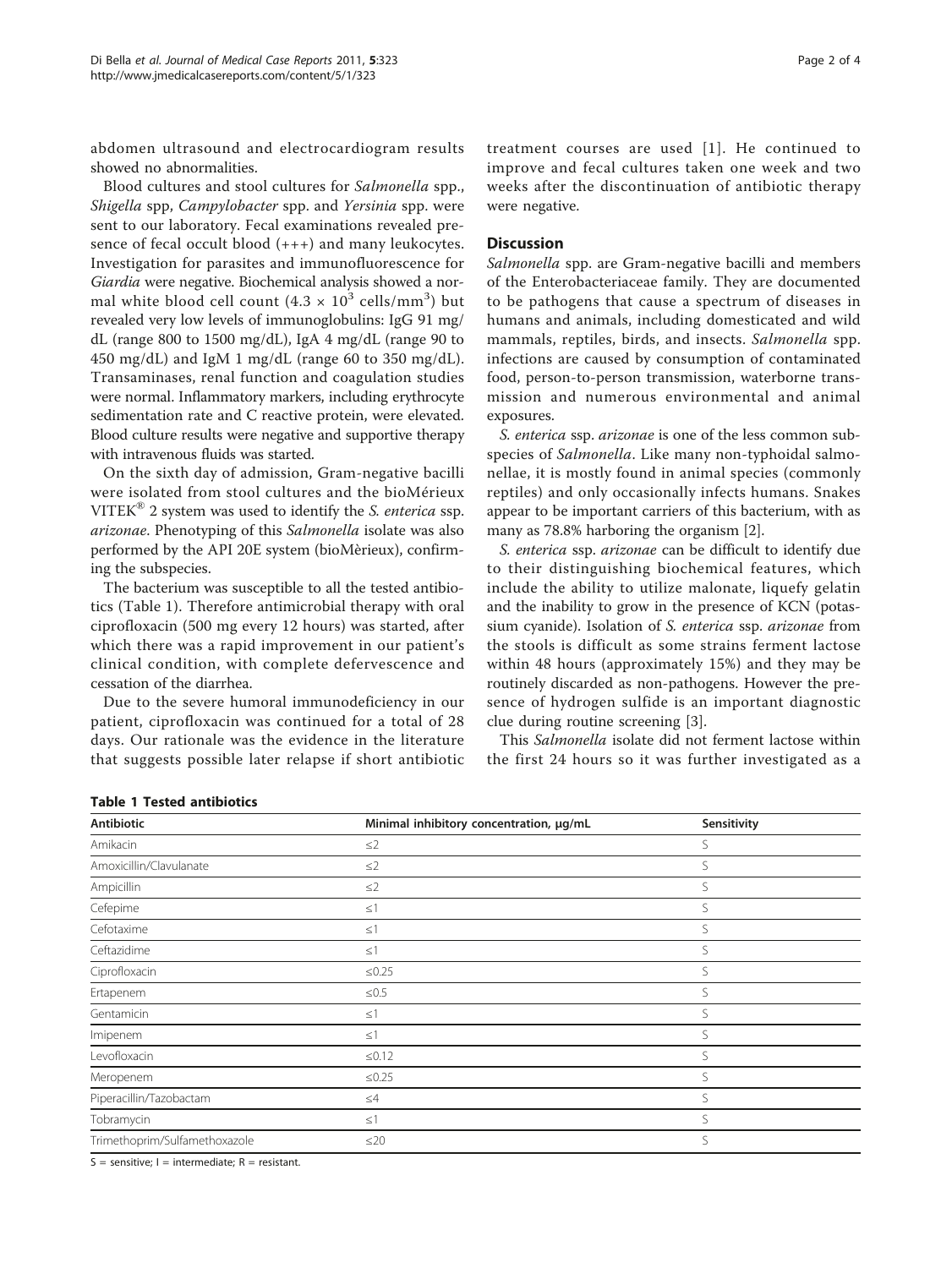abdomen ultrasound and electrocardiogram results showed no abnormalities.

Blood cultures and stool cultures for *Salmonella* spp., *Shigella* spp, *Campylobacter* spp. and *Yersinia* spp. were sent to our laboratory. Fecal examinations revealed presence of fecal occult blood (+++) and many leukocytes. Investigation for parasites and immunofluorescence for *Giardia* were negative. Biochemical analysis showed a normal white blood cell count ($4.3 \times 10^3$ cells/mm$^3$) but revealed very low levels of immunoglobulins: IgG 91 mg/dL (range 800 to 1500 mg/dL), IgA 4 mg/dL (range 90 to 450 mg/dL) and IgM 1 mg/dL (range 60 to 350 mg/dL). Transaminases, renal function and coagulation studies were normal. Inflammatory markers, including erythrocyte sedimentation rate and C reactive protein, were elevated. Blood culture results were negative and supportive therapy with intravenous fluids was started.

On the sixth day of admission, Gram-negative bacilli were isolated from stool cultures and the bioMérieux VITEK® 2 system was used to identify the *S. enterica* ssp. *arizonae*. Phenotyping of this *Salmonella* isolate was also performed by the API 20E system (bioMèrieux), confirming the subspecies.

The bacterium was susceptible to all the tested antibiotics (Table 1). Therefore antimicrobial therapy with oral ciprofloxacin (500 mg every 12 hours) was started, after which there was a rapid improvement in our patient's clinical condition, with complete defervescence and cessation of the diarrhea.

Due to the severe humoral immunodeficiency in our patient, ciprofloxacin was continued for a total of 28 days. Our rationale was the evidence in the literature that suggests possible later relapse if short antibiotic treatment courses are used [1]. He continued to improve and fecal cultures taken one week and two weeks after the discontinuation of antibiotic therapy were negative.

## Discussion

*Salmonella* spp. are Gram-negative bacilli and members of the Enterobacteriaceae family. They are documented to be pathogens that cause a spectrum of diseases in humans and animals, including domesticated and wild mammals, reptiles, birds, and insects. *Salmonella* spp. infections are caused by consumption of contaminated food, person-to-person transmission, waterborne transmission and numerous environmental and animal exposures.

*S. enterica* ssp. *arizonae* is one of the less common subspecies of *Salmonella*. Like many non-typhoidal salmonellae, it is mostly found in animal species (commonly reptiles) and only occasionally infects humans. Snakes appear to be important carriers of this bacterium, with as many as 78.8% harboring the organism [2].

*S. enterica* ssp. *arizonae* can be difficult to identify due to their distinguishing biochemical features, which include the ability to utilize malonate, liquefy gelatin and the inability to grow in the presence of KCN (potassium cyanide). Isolation of *S. enterica* ssp. *arizonae* from the stools is difficult as some strains ferment lactose within 48 hours (approximately 15%) and they may be routinely discarded as non-pathogens. However the presence of hydrogen sulfide is an important diagnostic clue during routine screening [3].

This *Salmonella* isolate did not ferment lactose within the first 24 hours so it was further investigated as a

**Table 1 Tested antibiotics**

| Antibiotic | Minimal inhibitory concentration, μg/mL | Sensitivity |
|---|---|---|
| Amikacin | ≤2 | S |
| Amoxicillin/Clavulanate | ≤2 | S |
| Ampicillin | ≤2 | S |
| Cefepime | ≤1 | S |
| Cefotaxime | ≤1 | S |
| Ceftazidime | ≤1 | S |
| Ciprofloxacin | ≤0.25 | S |
| Ertapenem | ≤0.5 | S |
| Gentamicin | ≤1 | S |
| Imipenem | ≤1 | S |
| Levofloxacin | ≤0.12 | S |
| Meropenem | ≤0.25 | S |
| Piperacillin/Tazobactam | ≤4 | S |
| Tobramycin | ≤1 | S |
| Trimethoprim/Sulfamethoxazole | ≤20 | S |

S = sensitive; I = intermediate; R = resistant.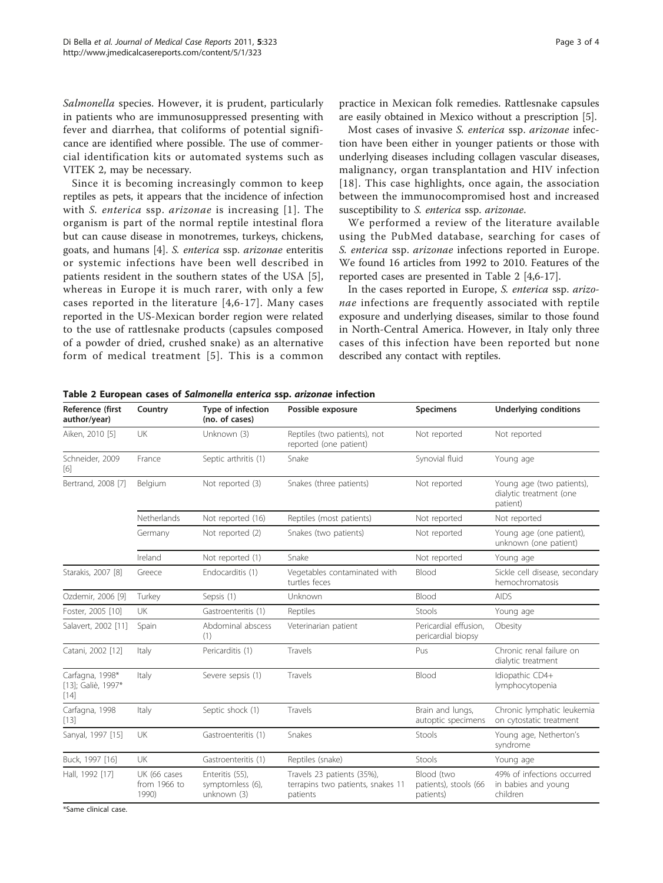*Salmonella* species. However, it is prudent, particularly in patients who are immunosuppressed presenting with fever and diarrhea, that coliforms of potential significance are identified where possible. The use of commercial identification kits or automated systems such as VITEK 2, may be necessary.

Since it is becoming increasingly common to keep reptiles as pets, it appears that the incidence of infection with *S. enterica* ssp. *arizonae* is increasing [1]. The organism is part of the normal reptile intestinal flora but can cause disease in monotremes, turkeys, chickens, goats, and humans [4]. *S. enterica* ssp. *arizonae* enteritis or systemic infections have been well described in patients resident in the southern states of the USA [5], whereas in Europe it is much rarer, with only a few cases reported in the literature [4,6-17]. Many cases reported in the US-Mexican border region were related to the use of rattlesnake products (capsules composed of a powder of dried, crushed snake) as an alternative form of medical treatment [5]. This is a common practice in Mexican folk remedies. Rattlesnake capsules are easily obtained in Mexico without a prescription [5].

Most cases of invasive *S. enterica* ssp. *arizonae* infection have been either in younger patients or those with underlying diseases including collagen vascular diseases, malignancy, organ transplantation and HIV infection [18]. This case highlights, once again, the association between the immunocompromised host and increased susceptibility to *S. enterica* ssp. *arizonae*.

We performed a review of the literature available using the PubMed database, searching for cases of *S. enterica* ssp. *arizonae* infections reported in Europe. We found 16 articles from 1992 to 2010. Features of the reported cases are presented in Table 2 [4,6-17].

In the cases reported in Europe, *S. enterica* ssp. *arizonae* infections are frequently associated with reptile exposure and underlying diseases, similar to those found in North-Central America. However, in Italy only three cases of this infection have been reported but none described any contact with reptiles.

**Table 2 European cases of *Salmonella enterica* ssp. *arizonae* infection**

| Reference (first author/year) | Country | Type of infection (no. of cases) | Possible exposure | Specimens | Underlying conditions |
|---|---|---|---|---|---|
| Aiken, 2010 [5] | UK | Unknown (3) | Reptiles (two patients), not reported (one patient) | Not reported | Not reported |
| Schneider, 2009 [6] | France | Septic arthritis (1) | Snake | Synovial fluid | Young age |
| Bertrand, 2008 [7] | Belgium | Not reported (3) | Snakes (three patients) | Not reported | Young age (two patients), dialytic treatment (one patient) |
| | Netherlands | Not reported (16) | Reptiles (most patients) | Not reported | Not reported |
| | Germany | Not reported (2) | Snakes (two patients) | Not reported | Young age (one patient), unknown (one patient) |
| | Ireland | Not reported (1) | Snake | Not reported | Young age |
| Starakis, 2007 [8] | Greece | Endocarditis (1) | Vegetables contaminated with turtles feces | Blood | Sickle cell disease, secondary hemochromatosis |
| Ozdemir, 2006 [9] | Turkey | Sepsis (1) | Unknown | Blood | AIDS |
| Foster, 2005 [10] | UK | Gastroenteritis (1) | Reptiles | Stools | Young age |
| Salavert, 2002 [11] | Spain | Abdominal abscess (1) | Veterinarian patient | Pericardial effusion, pericardial biopsy | Obesity |
| Catani, 2002 [12] | Italy | Pericarditis (1) | Travels | Pus | Chronic renal failure on dialytic treatment |
| Carfagna, 1998* [13]; Galiè, 1997* [14] | Italy | Severe sepsis (1) | Travels | Blood | Idiopathic CD4+ lymphocytopenia |
| Carfagna, 1998 [13] | Italy | Septic shock (1) | Travels | Brain and lungs, autoptic specimens | Chronic lymphatic leukemia on cytostatic treatment |
| Sanyal, 1997 [15] | UK | Gastroenteritis (1) | Snakes | Stools | Young age, Netherton's syndrome |
| Buck, 1997 [16] | UK | Gastroenteritis (1) | Reptiles (snake) | Stools | Young age |
| Hall, 1992 [17] | UK (66 cases from 1966 to 1990) | Enteritis (55), symptomless (6), unknown (3) | Travels 23 patients (35%), terrapins two patients, snakes 11 patients | Blood (two patients), stools (66 patients) | 49% of infections occurred in babies and young children |

*Same clinical case.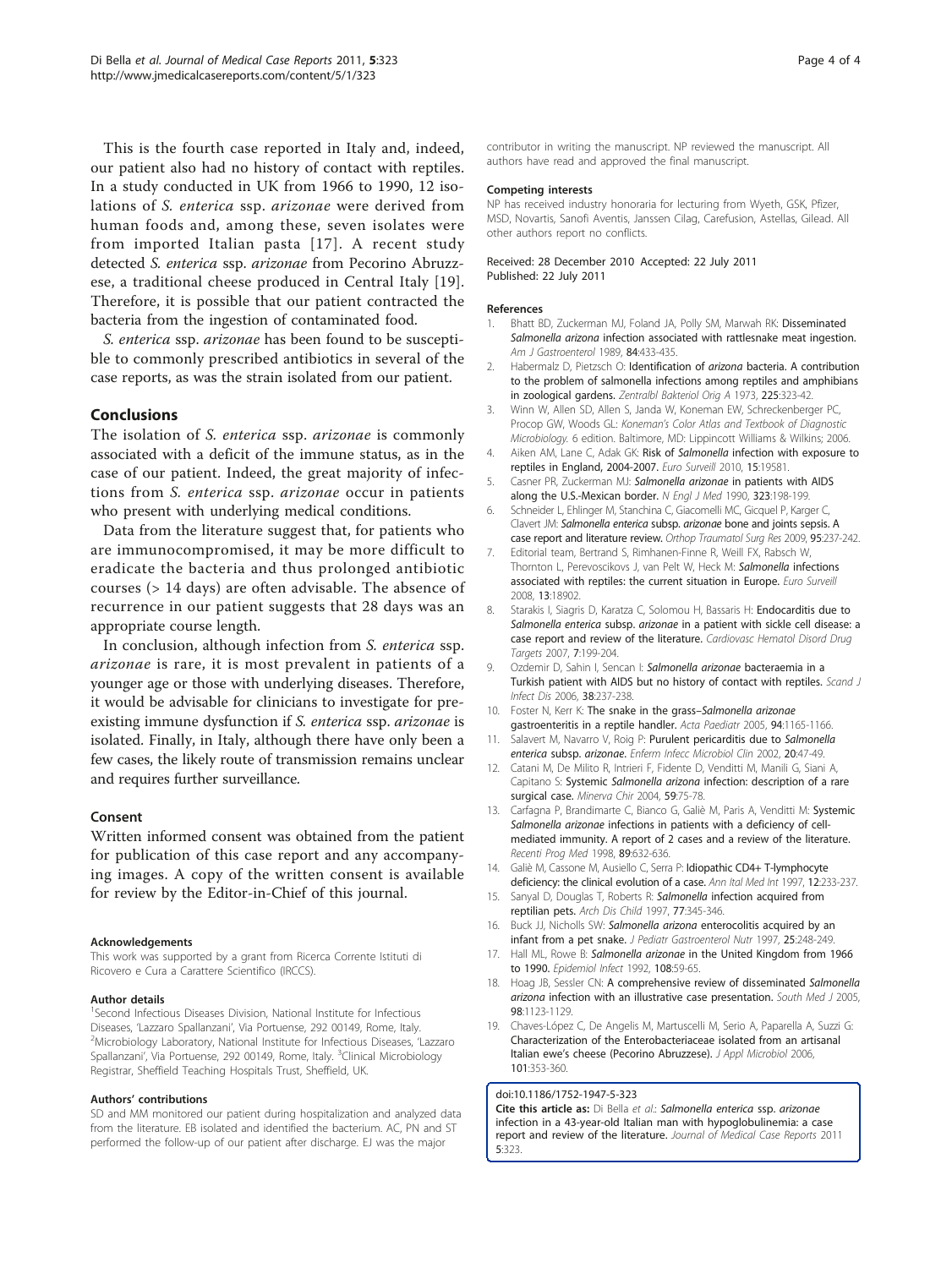This is the fourth case reported in Italy and, indeed, our patient also had no history of contact with reptiles. In a study conducted in UK from 1966 to 1990, 12 isolations of *S. enterica* ssp. *arizonae* were derived from human foods and, among these, seven isolates were from imported Italian pasta [17]. A recent study detected *S. enterica* ssp. *arizonae* from Pecorino Abruzzese, a traditional cheese produced in Central Italy [19]. Therefore, it is possible that our patient contracted the bacteria from the ingestion of contaminated food.

*S. enterica* ssp. *arizonae* has been found to be susceptible to commonly prescribed antibiotics in several of the case reports, as was the strain isolated from our patient.

## Conclusions

The isolation of *S. enterica* ssp. *arizonae* is commonly associated with a deficit of the immune status, as in the case of our patient. Indeed, the great majority of infections from *S. enterica* ssp. *arizonae* occur in patients who present with underlying medical conditions.

Data from the literature suggest that, for patients who are immunocompromised, it may be more difficult to eradicate the bacteria and thus prolonged antibiotic courses (> 14 days) are often advisable. The absence of recurrence in our patient suggests that 28 days was an appropriate course length.

In conclusion, although infection from *S. enterica* ssp. *arizonae* is rare, it is most prevalent in patients of a younger age or those with underlying diseases. Therefore, it would be advisable for clinicians to investigate for pre-existing immune dysfunction if *S. enterica* ssp. *arizonae* is isolated. Finally, in Italy, although there have only been a few cases, the likely route of transmission remains unclear and requires further surveillance.

### Consent

Written informed consent was obtained from the patient for publication of this case report and any accompanying images. A copy of the written consent is available for review by the Editor-in-Chief of this journal.

#### Acknowledgements

This work was supported by a grant from Ricerca Corrente Istituti di Ricovero e Cura a Carattere Scientifico (IRCCS).

#### Author details

[1]Second Infectious Diseases Division, National Institute for Infectious Diseases, 'Lazzaro Spallanzani', Via Portuense, 292 00149, Rome, Italy. [2]Microbiology Laboratory, National Institute for Infectious Diseases, 'Lazzaro Spallanzani', Via Portuense, 292 00149, Rome, Italy. [3]Clinical Microbiology Registrar, Sheffield Teaching Hospitals Trust, Sheffield, UK.

#### Authors' contributions

SD and MM monitored our patient during hospitalization and analyzed data from the literature. EB isolated and identified the bacterium. AC, PN and ST performed the follow-up of our patient after discharge. EJ was the major contributor in writing the manuscript. NP reviewed the manuscript. All authors have read and approved the final manuscript.

#### Competing interests

NP has received industry honoraria for lecturing from Wyeth, GSK, Pfizer, MSD, Novartis, Sanofi Aventis, Janssen Cilag, Carefusion, Astellas, Gilead. All other authors report no conflicts.

Received: 28 December 2010 Accepted: 22 July 2011
Published: 22 July 2011

#### References

1. Bhatt BD, Zuckerman MJ, Foland JA, Polly SM, Marwah RK: **Disseminated *Salmonella arizona* infection associated with rattlesnake meat ingestion.** *Am J Gastroenterol* 1989, **84**:433-435.
2. Habermalz D, Pietzsch O: **Identification of *arizona* bacteria. A contribution to the problem of salmonella infections among reptiles and amphibians in zoological gardens.** *Zentralbl Bakteriol Orig A* 1973, **225**:323-42.
3. Winn W, Allen SD, Allen S, Janda W, Koneman EW, Schreckenberger PC, Procop GW, Woods GL: *Koneman's Color Atlas and Textbook of Diagnostic Microbiology.* 6 edition. Baltimore, MD: Lippincott Williams & Wilkins; 2006.
4. Aiken AM, Lane C, Adak GK: **Risk of *Salmonella* infection with exposure to reptiles in England, 2004-2007.** *Euro Surveill* 2010, **15**:19581.
5. Casner PR, Zuckerman MJ: ***Salmonella arizonae* in patients with AIDS along the U.S.-Mexican border.** *N Engl J Med* 1990, **323**:198-199.
6. Schneider L, Ehlinger M, Stanchina C, Giacomelli MC, Gicquel P, Karger C, Clavert JM: ***Salmonella enterica* subsp. *arizonae* bone and joints sepsis. A case report and literature review.** *Orthop Traumatol Surg Res* 2009, **95**:237-242.
7. Editorial team, Bertrand S, Rimhanen-Finne R, Weill FX, Rabsch W, Thornton L, Perevoscikovs J, van Pelt W, Heck M: ***Salmonella* infections associated with reptiles: the current situation in Europe.** *Euro Surveill* 2008, **13**:18902.
8. Starakis I, Siagris D, Karatza C, Solomou H, Bassaris H: **Endocarditis due to *Salmonella enterica* subsp. *arizonae* in a patient with sickle cell disease: a case report and review of the literature.** *Cardiovasc Hematol Disord Drug Targets* 2007, **7**:199-204.
9. Ozdemir D, Sahin I, Sencan I: ***Salmonella arizonae* bacteraemia in a Turkish patient with AIDS but no history of contact with reptiles.** *Scand J Infect Dis* 2006, **38**:237-238.
10. Foster N, Kerr K: **The snake in the grass–*Salmonella arizonae* gastroenteritis in a reptile handler.** *Acta Paediatr* 2005, **94**:1165-1166.
11. Salavert M, Navarro V, Roig P: **Purulent pericarditis due to *Salmonella enterica* subsp. *arizonae*.** *Enferm Infecc Microbiol Clin* 2002, **20**:47-49.
12. Catani M, De Milito R, Intrieri F, Fidente D, Venditti M, Manili G, Siani A, Capitano S: **Systemic *Salmonella arizona* infection: description of a rare surgical case.** *Minerva Chir* 2004, **59**:75-78.
13. Carfagna P, Brandimarte C, Bianco G, Galiè M, Paris A, Venditti M: **Systemic *Salmonella arizonae* infections in patients with a deficiency of cell-mediated immunity. A report of 2 cases and a review of the literature.** *Recenti Prog Med* 1998, **89**:632-636.
14. Galiè M, Cassone M, Ausiello C, Serra P: **Idiopathic CD4+ T-lymphocyte deficiency: the clinical evolution of a case.** *Ann Ital Med Int* 1997, **12**:233-237.
15. Sanyal D, Douglas T, Roberts R: ***Salmonella* infection acquired from reptilian pets.** *Arch Dis Child* 1997, **77**:345-346.
16. Buck JJ, Nicholls SW: ***Salmonella arizona* enterocolitis acquired by an infant from a pet snake.** *J Pediatr Gastroenterol Nutr* 1997, **25**:248-249.
17. Hall ML, Rowe B: ***Salmonella arizonae* in the United Kingdom from 1966 to 1990.** *Epidemiol Infect* 1992, **108**:59-65.
18. Hoag JB, Sessler CN: **A comprehensive review of disseminated *Salmonella arizona* infection with an illustrative case presentation.** *South Med J* 2005, **98**:1123-1129.
19. Chaves-López C, De Angelis M, Martuscelli M, Serio A, Paparella A, Suzzi G: **Characterization of the Enterobacteriaceae isolated from an artisanal Italian ewe's cheese (Pecorino Abruzzese).** *J Appl Microbiol* 2006, **101**:353-360.

doi:10.1186/1752-1947-5-323

**Cite this article as:** Di Bella *et al.*: *Salmonella enterica* ssp. *arizonae* infection in a 43-year-old Italian man with hypoglobulinemia: a case report and review of the literature. *Journal of Medical Case Reports* 2011 **5**:323.